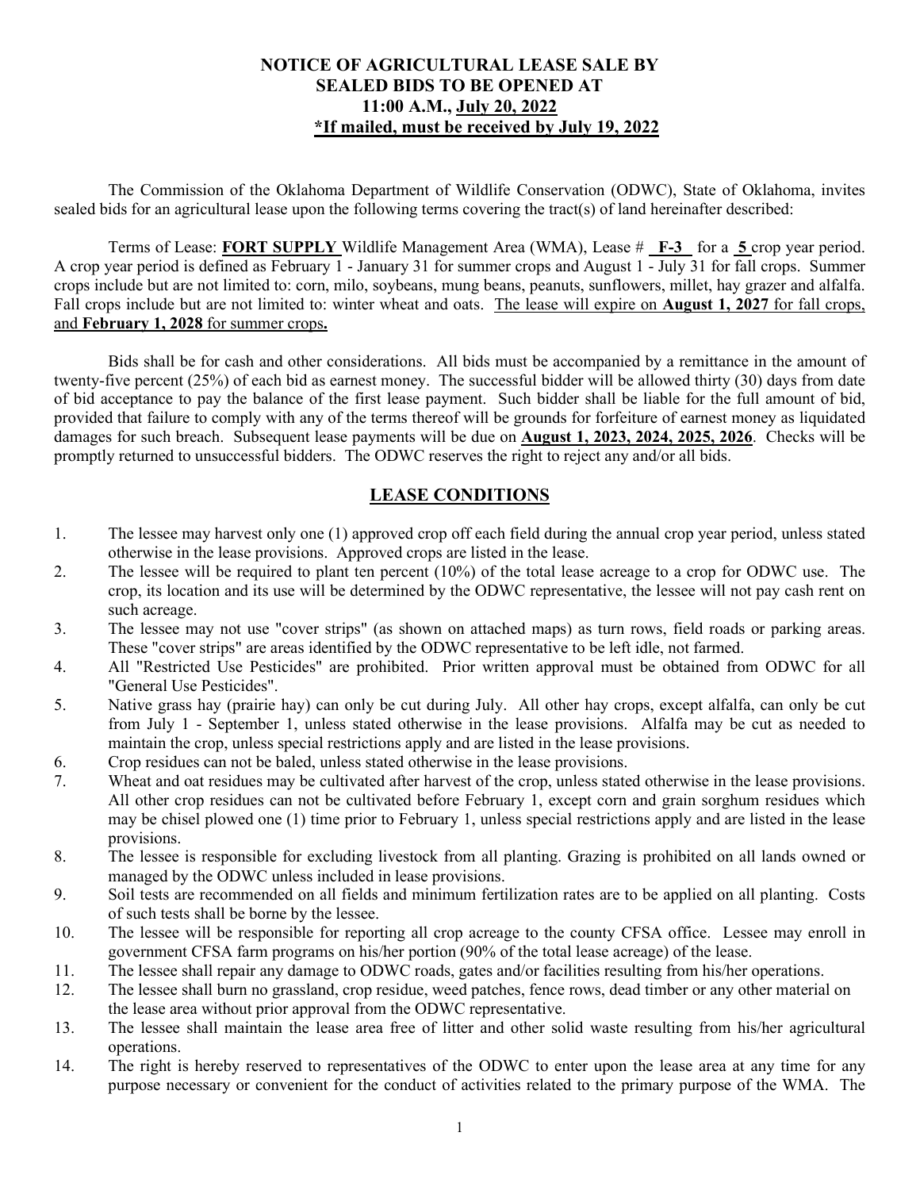# NOTICE OF AGRICULTURAL LEASE SALE BY SEALED BIDS TO BE OPENED AT 11:00 A.M., July 20, 2022

**\*If mailed, must be received by July 19, 2022**

The Commission of the Oklahoma Department of Wildlife Conservation (ODWC), State of Oklahoma, invites sealed bids for an agricultural lease upon the following terms covering the tract(s) of land hereinafter described:

Terms of Lease: **FORT SUPPLY** Wildlife Management Area (WMA), Lease # **F-3** for a **5** crop year period. A crop year period is defined as February 1 - January 31 for summer crops and August 1 - July 31 for fall crops. Summer crops include but are not limited to: corn, milo, soybeans, mung beans, peanuts, sunflowers, millet, hay grazer and alfalfa. Fall crops include but are not limited to: winter wheat and oats. The lease will expire on **August 1, 2027** for fall crops, and **February 1, 2028** for summer crops**.**

Bids shall be for cash and other considerations. All bids must be accompanied by a remittance in the amount of twenty-five percent (25%) of each bid as earnest money. The successful bidder will be allowed thirty (30) days from date of bid acceptance to pay the balance of the first lease payment. Such bidder shall be liable for the full amount of bid, provided that failure to comply with any of the terms thereof will be grounds for forfeiture of earnest money as liquidated damages for such breach. Subsequent lease payments will be due on **August 1, 2023, 2024, 2025, 2026**. Checks will be promptly returned to unsuccessful bidders. The ODWC reserves the right to reject any and/or all bids.

## LEASE CONDITIONS

1. The lessee may harvest only one (1) approved crop off each field during the annual crop year period, unless stated otherwise in the lease provisions. Approved crops are listed in the lease.
2. The lessee will be required to plant ten percent (10%) of the total lease acreage to a crop for ODWC use. The crop, its location and its use will be determined by the ODWC representative, the lessee will not pay cash rent on such acreage.
3. The lessee may not use "cover strips" (as shown on attached maps) as turn rows, field roads or parking areas. These "cover strips" are areas identified by the ODWC representative to be left idle, not farmed.
4. All "Restricted Use Pesticides" are prohibited. Prior written approval must be obtained from ODWC for all "General Use Pesticides".
5. Native grass hay (prairie hay) can only be cut during July. All other hay crops, except alfalfa, can only be cut from July 1 - September 1, unless stated otherwise in the lease provisions. Alfalfa may be cut as needed to maintain the crop, unless special restrictions apply and are listed in the lease provisions.
6. Crop residues can not be baled, unless stated otherwise in the lease provisions.
7. Wheat and oat residues may be cultivated after harvest of the crop, unless stated otherwise in the lease provisions. All other crop residues can not be cultivated before February 1, except corn and grain sorghum residues which may be chisel plowed one (1) time prior to February 1, unless special restrictions apply and are listed in the lease provisions.
8. The lessee is responsible for excluding livestock from all planting. Grazing is prohibited on all lands owned or managed by the ODWC unless included in lease provisions.
9. Soil tests are recommended on all fields and minimum fertilization rates are to be applied on all planting. Costs of such tests shall be borne by the lessee.
10. The lessee will be responsible for reporting all crop acreage to the county CFSA office. Lessee may enroll in government CFSA farm programs on his/her portion (90% of the total lease acreage) of the lease.
11. The lessee shall repair any damage to ODWC roads, gates and/or facilities resulting from his/her operations.
12. The lessee shall burn no grassland, crop residue, weed patches, fence rows, dead timber or any other material on the lease area without prior approval from the ODWC representative.
13. The lessee shall maintain the lease area free of litter and other solid waste resulting from his/her agricultural operations.
14. The right is hereby reserved to representatives of the ODWC to enter upon the lease area at any time for any purpose necessary or convenient for the conduct of activities related to the primary purpose of the WMA. The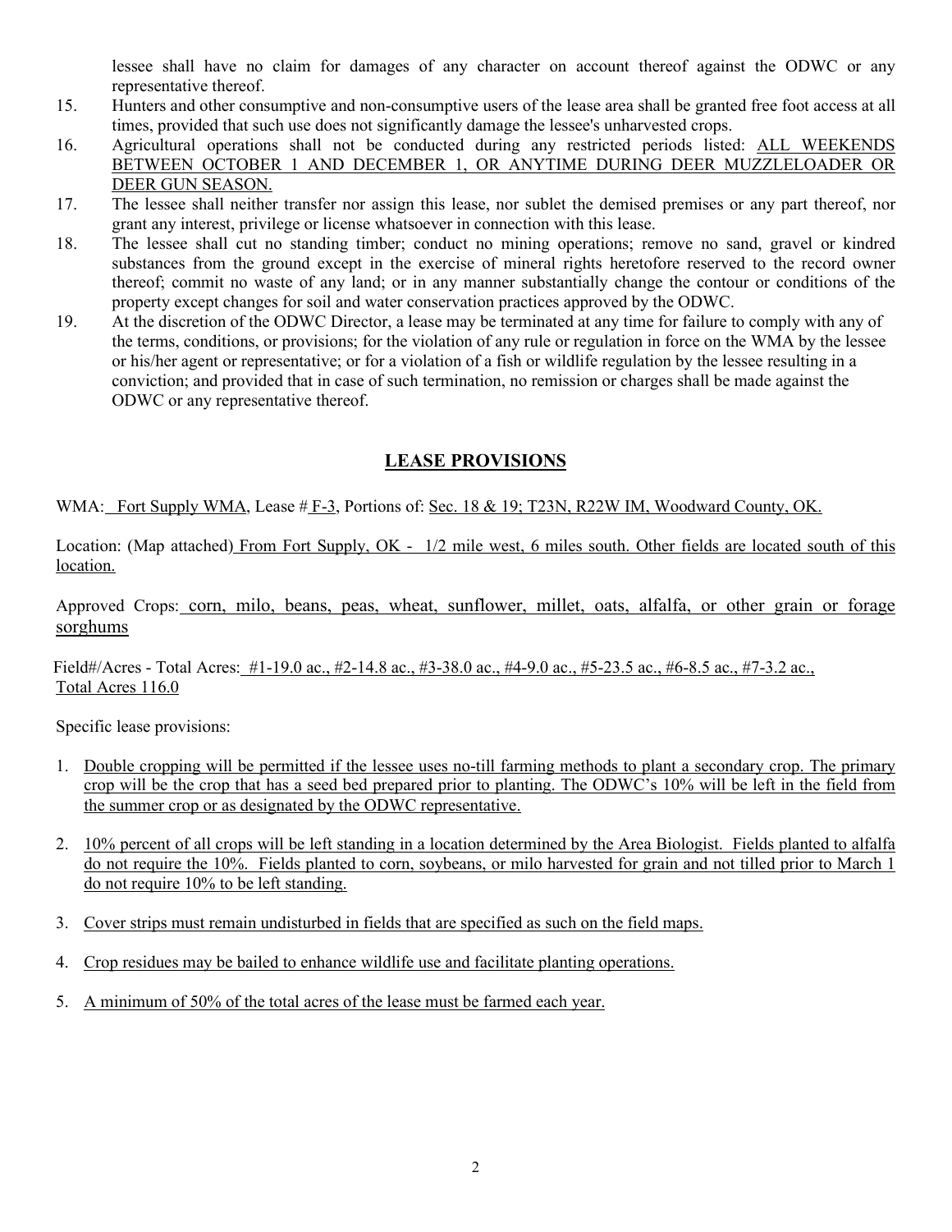lessee shall have no claim for damages of any character on account thereof against the ODWC or any representative thereof.

15. Hunters and other consumptive and non-consumptive users of the lease area shall be granted free foot access at all times, provided that such use does not significantly damage the lessee's unharvested crops.
16. Agricultural operations shall not be conducted during any restricted periods listed: ALL WEEKENDS BETWEEN OCTOBER 1 AND DECEMBER 1, OR ANYTIME DURING DEER MUZZLELOADER OR DEER GUN SEASON.
17. The lessee shall neither transfer nor assign this lease, nor sublet the demised premises or any part thereof, nor grant any interest, privilege or license whatsoever in connection with this lease.
18. The lessee shall cut no standing timber; conduct no mining operations; remove no sand, gravel or kindred substances from the ground except in the exercise of mineral rights heretofore reserved to the record owner thereof; commit no waste of any land; or in any manner substantially change the contour or conditions of the property except changes for soil and water conservation practices approved by the ODWC.
19. At the discretion of the ODWC Director, a lease may be terminated at any time for failure to comply with any of the terms, conditions, or provisions; for the violation of any rule or regulation in force on the WMA by the lessee or his/her agent or representative; or for a violation of a fish or wildlife regulation by the lessee resulting in a conviction; and provided that in case of such termination, no remission or charges shall be made against the ODWC or any representative thereof.

## LEASE PROVISIONS

WMA: Fort Supply WMA, Lease # F-3, Portions of: Sec. 18 & 19; T23N, R22W IM, Woodward County, OK.

Location: (Map attached) From Fort Supply, OK - 1/2 mile west, 6 miles south. Other fields are located south of this location.

Approved Crops: corn, milo, beans, peas, wheat, sunflower, millet, oats, alfalfa, or other grain or forage sorghums

Field#/Acres - Total Acres: #1-19.0 ac., #2-14.8 ac., #3-38.0 ac., #4-9.0 ac., #5-23.5 ac., #6-8.5 ac., #7-3.2 ac., Total Acres 116.0

Specific lease provisions:

1. Double cropping will be permitted if the lessee uses no-till farming methods to plant a secondary crop. The primary crop will be the crop that has a seed bed prepared prior to planting. The ODWC's 10% will be left in the field from the summer crop or as designated by the ODWC representative.

2. 10% percent of all crops will be left standing in a location determined by the Area Biologist. Fields planted to alfalfa do not require the 10%. Fields planted to corn, soybeans, or milo harvested for grain and not tilled prior to March 1 do not require 10% to be left standing.

3. Cover strips must remain undisturbed in fields that are specified as such on the field maps.

4. Crop residues may be bailed to enhance wildlife use and facilitate planting operations.

5. A minimum of 50% of the total acres of the lease must be farmed each year.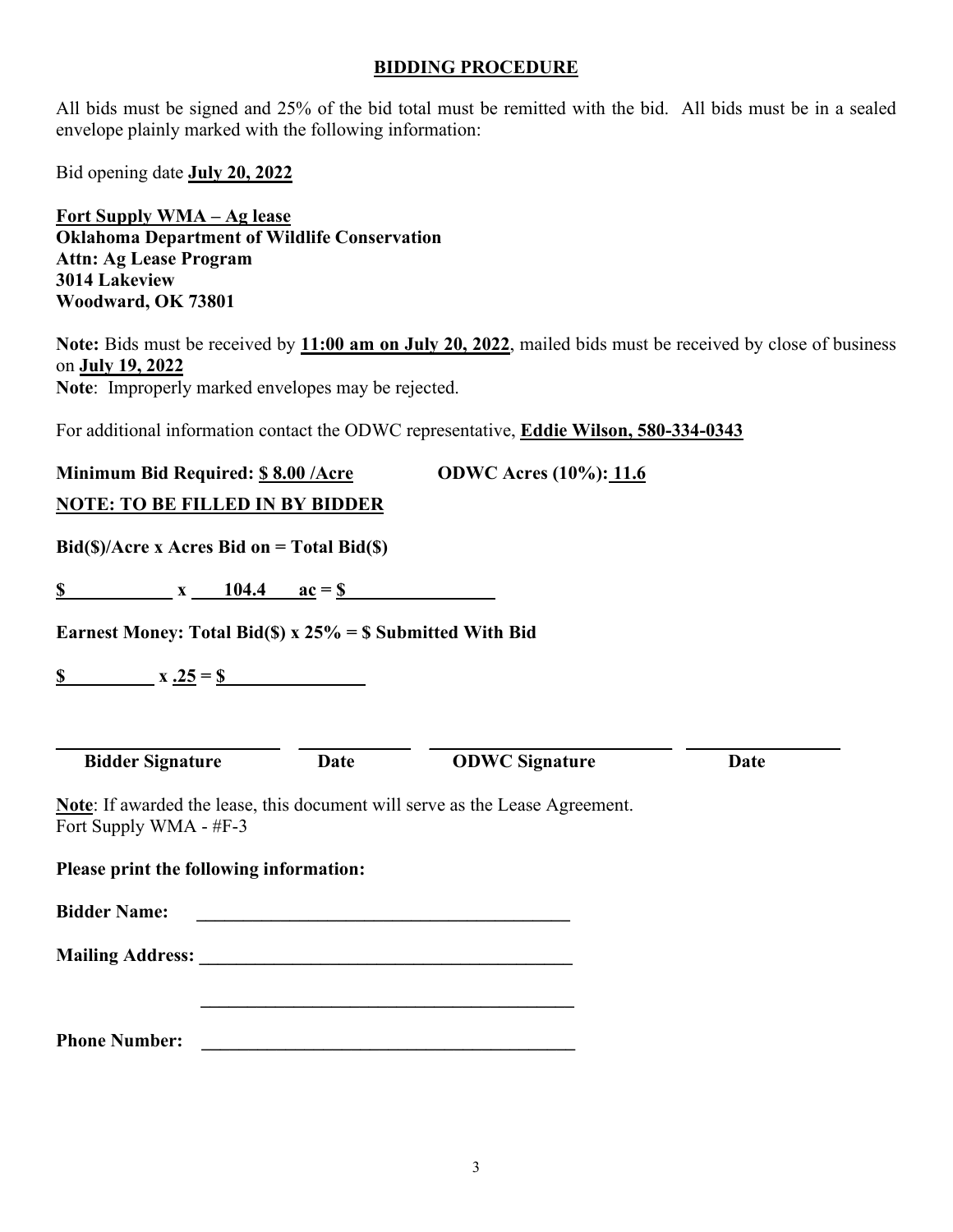## BIDDING PROCEDURE

All bids must be signed and 25% of the bid total must be remitted with the bid. All bids must be in a sealed envelope plainly marked with the following information:

Bid opening date **July 20, 2022**

**Fort Supply WMA – Ag lease**
**Oklahoma Department of Wildlife Conservation**
**Attn: Ag Lease Program**
**3014 Lakeview**
**Woodward, OK 73801**

**Note:** Bids must be received by **11:00 am on July 20, 2022**, mailed bids must be received by close of business on **July 19, 2022**
**Note**: Improperly marked envelopes may be rejected.

For additional information contact the ODWC representative, **Eddie Wilson, 580-334-0343**

**Minimum Bid Required: $ 8.00 /Acre** **ODWC Acres (10%): 11.6**

**NOTE: TO BE FILLED IN BY BIDDER**

**Bid($)/Acre x Acres Bid on = Total Bid($)**

**$ ____________ x 104.4 ac = $ ________________**

**Earnest Money: Total Bid($) x 25% = $ Submitted With Bid**

**$ __________ x .25 = $ ________________**

| **Bidder Signature** | **Date** | **ODWC Signature** | **Date** |
|---|---|---|---|
| | | | |

**Note**: If awarded the lease, this document will serve as the Lease Agreement.
Fort Supply WMA - #F-3

**Please print the following information:**

**Bidder Name:** ________________________________________

**Mailing Address:** ________________________________________

________________________________________

**Phone Number:** ________________________________________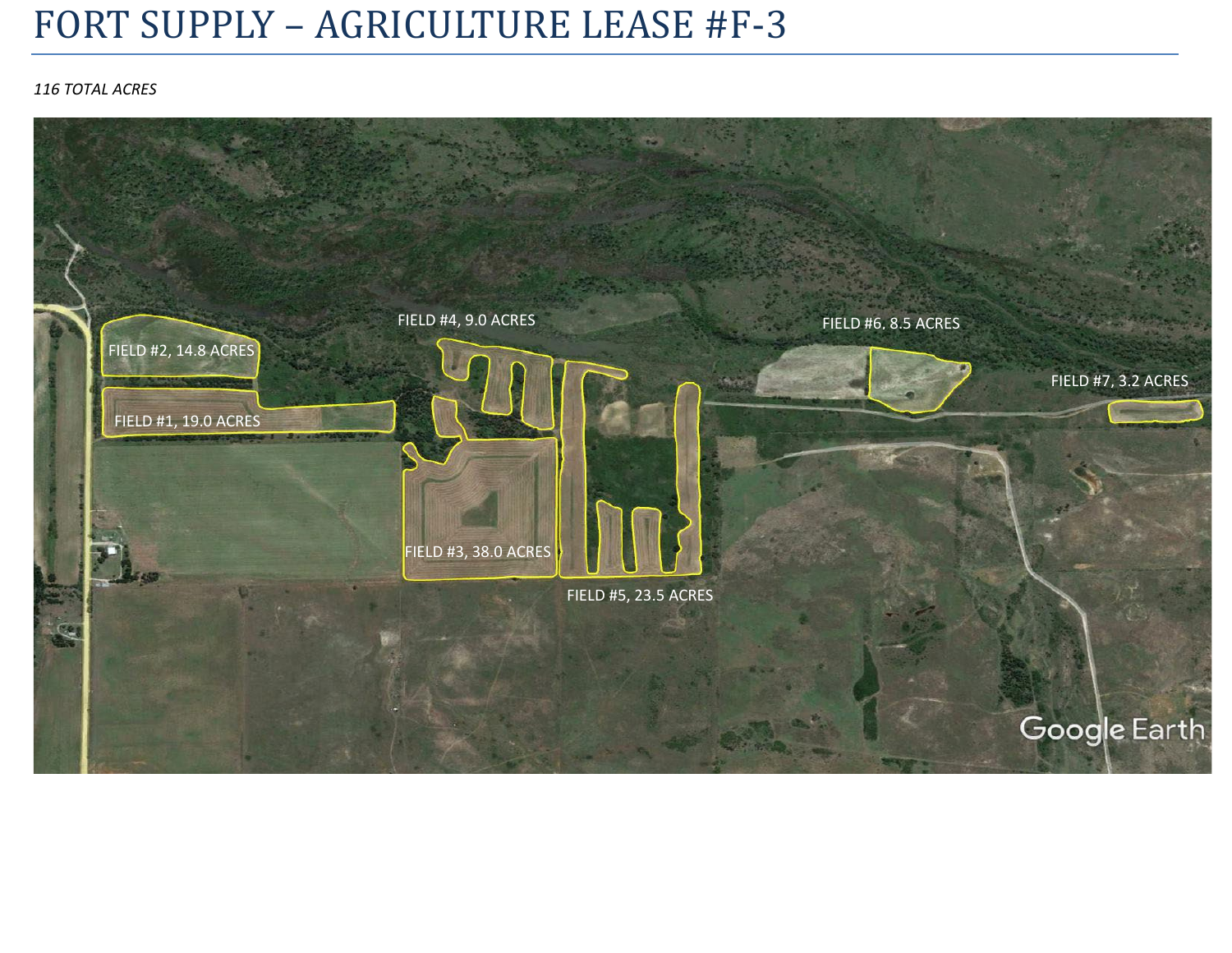# FORT SUPPLY – AGRICULTURE LEASE #F-3

*116 TOTAL ACRES*

FIELD #2, 14.8 ACRES

FIELD #1, 19.0 ACRES

FIELD #4, 9.0 ACRES

FIELD #3, 38.0 ACRES

FIELD #5, 23.5 ACRES

FIELD #6, 8.5 ACRES

FIELD #7, 3.2 ACRES

Google Earth